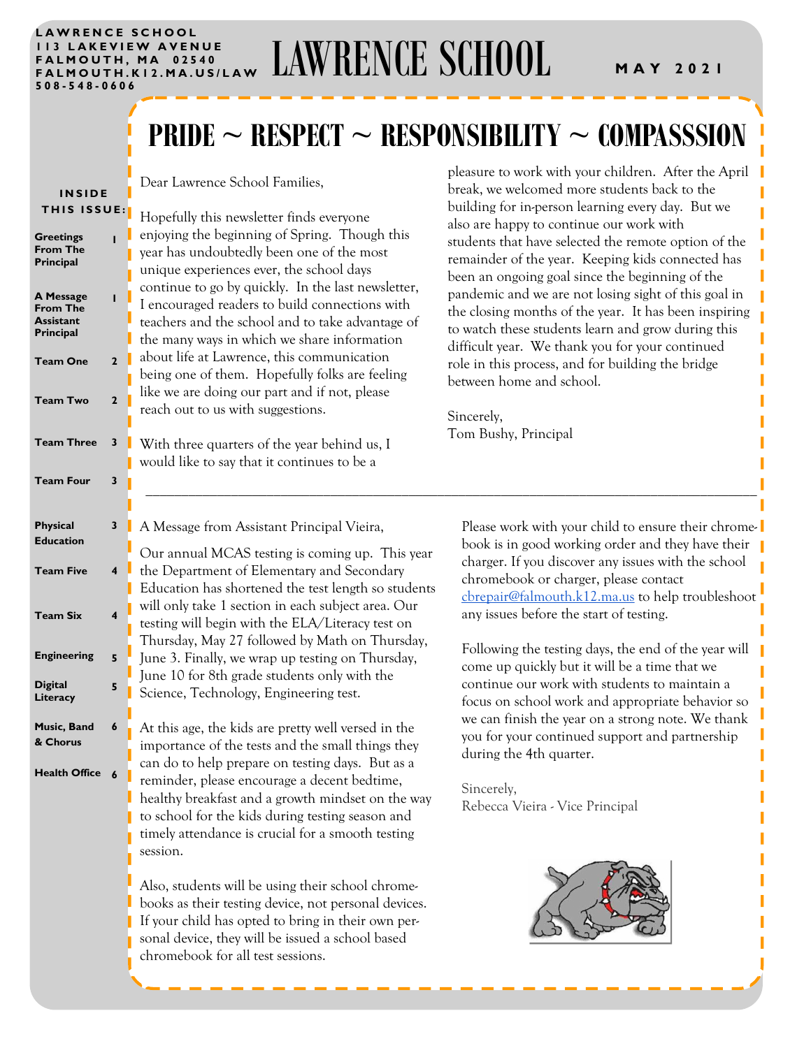LAWRENCE SCHOOL
113 LAKEVIEW AVENUE
FALMOUTH, MA 02540
FALMOUTH.K12.MA.US/LAW
508-548-0606

# LAWRENCE SCHOOL

MAY 2021

## PRIDE ~ RESPECT ~ RESPONSIBILITY ~ COMPASSSION

**INSIDE THIS ISSUE:**

| | |
|---|---|
| Greetings From The Principal | 1 |
| A Message From The Assistant Principal | 1 |
| Team One | 2 |
| Team Two | 2 |
| Team Three | 3 |
| Team Four | 3 |
| Physical Education | 3 |
| Team Five | 4 |
| Team Six | 4 |
| Engineering | 5 |
| Digital Literacy | 5 |
| Music, Band & Chorus | 6 |
| Health Office | 6 |

Dear Lawrence School Families,

Hopefully this newsletter finds everyone enjoying the beginning of Spring. Though this year has undoubtedly been one of the most unique experiences ever, the school days continue to go by quickly. In the last newsletter, I encouraged readers to build connections with teachers and the school and to take advantage of the many ways in which we share information about life at Lawrence, this communication being one of them. Hopefully folks are feeling like we are doing our part and if not, please reach out to us with suggestions.

With three quarters of the year behind us, I would like to say that it continues to be a pleasure to work with your children. After the April break, we welcomed more students back to the building for in-person learning every day. But we also are happy to continue our work with students that have selected the remote option of the remainder of the year. Keeping kids connected has been an ongoing goal since the beginning of the pandemic and we are not losing sight of this goal in the closing months of the year. It has been inspiring to watch these students learn and grow during this difficult year. We thank you for your continued role in this process, and for building the bridge between home and school.

Sincerely,
Tom Bushy, Principal

---

A Message from Assistant Principal Vieira,

Our annual MCAS testing is coming up. This year the Department of Elementary and Secondary Education has shortened the test length so students will only take 1 section in each subject area. Our testing will begin with the ELA/Literacy test on Thursday, May 27 followed by Math on Thursday, June 3. Finally, we wrap up testing on Thursday, June 10 for 8th grade students only with the Science, Technology, Engineering test.

At this age, the kids are pretty well versed in the importance of the tests and the small things they can do to help prepare on testing days. But as a reminder, please encourage a decent bedtime, healthy breakfast and a growth mindset on the way to school for the kids during testing season and timely attendance is crucial for a smooth testing session.

Also, students will be using their school chromebooks as their testing device, not personal devices. If your child has opted to bring in their own personal device, they will be issued a school based chromebook for all test sessions.

Please work with your child to ensure their chromebook is in good working order and they have their charger. If you discover any issues with the school chromebook or charger, please contact cbrepair@falmouth.k12.ma.us to help troubleshoot any issues before the start of testing.

Following the testing days, the end of the year will come up quickly but it will be a time that we continue our work with students to maintain a focus on school work and appropriate behavior so we can finish the year on a strong note. We thank you for your continued support and partnership during the 4th quarter.

Sincerely,
Rebecca Vieira - Vice Principal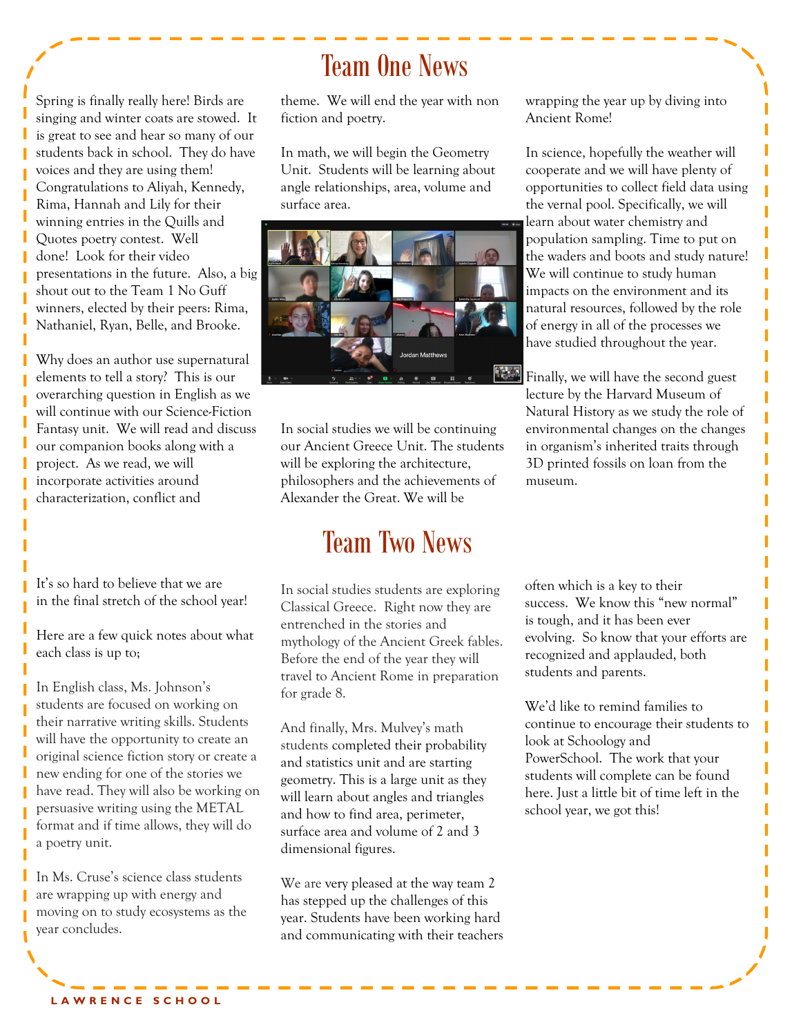# Team One News

Spring is finally really here! Birds are singing and winter coats are stowed. It is great to see and hear so many of our students back in school. They do have voices and they are using them! Congratulations to Aliyah, Kennedy, Rima, Hannah and Lily for their winning entries in the Quills and Quotes poetry contest. Well done! Look for their video presentations in the future. Also, a big shout out to the Team 1 No Guff winners, elected by their peers: Rima, Nathaniel, Ryan, Belle, and Brooke.

Why does an author use supernatural elements to tell a story? This is our overarching question in English as we will continue with our Science-Fiction Fantasy unit. We will read and discuss our companion books along with a project. As we read, we will incorporate activities around characterization, conflict and theme. We will end the year with non fiction and poetry.

In math, we will begin the Geometry Unit. Students will be learning about angle relationships, area, volume and surface area.

In social studies we will be continuing our Ancient Greece Unit. The students will be exploring the architecture, philosophers and the achievements of Alexander the Great. We will be wrapping the year up by diving into Ancient Rome!

In science, hopefully the weather will cooperate and we will have plenty of opportunities to collect field data using the vernal pool. Specifically, we will learn about water chemistry and population sampling. Time to put on the waders and boots and study nature! We will continue to study human impacts on the environment and its natural resources, followed by the role of energy in all of the processes we have studied throughout the year.

Finally, we will have the second guest lecture by the Harvard Museum of Natural History as we study the role of environmental changes on the changes in organism's inherited traits through 3D printed fossils on loan from the museum.

# Team Two News

It's so hard to believe that we are in the final stretch of the school year!

Here are a few quick notes about what each class is up to;

In English class, Ms. Johnson's students are focused on working on their narrative writing skills. Students will have the opportunity to create an original science fiction story or create a new ending for one of the stories we have read. They will also be working on persuasive writing using the METAL format and if time allows, they will do a poetry unit.

In Ms. Cruse's science class students are wrapping up with energy and moving on to study ecosystems as the year concludes.

In social studies students are exploring Classical Greece. Right now they are entrenched in the stories and mythology of the Ancient Greek fables. Before the end of the year they will travel to Ancient Rome in preparation for grade 8.

And finally, Mrs. Mulvey's math students completed their probability and statistics unit and are starting geometry. This is a large unit as they will learn about angles and triangles and how to find area, perimeter, surface area and volume of 2 and 3 dimensional figures.

We are very pleased at the way team 2 has stepped up the challenges of this year. Students have been working hard and communicating with their teachers often which is a key to their success. We know this "new normal" is tough, and it has been ever evolving. So know that your efforts are recognized and applauded, both students and parents.

We'd like to remind families to continue to encourage their students to look at Schoology and PowerSchool. The work that your students will complete can be found here. Just a little bit of time left in the school year, we got this!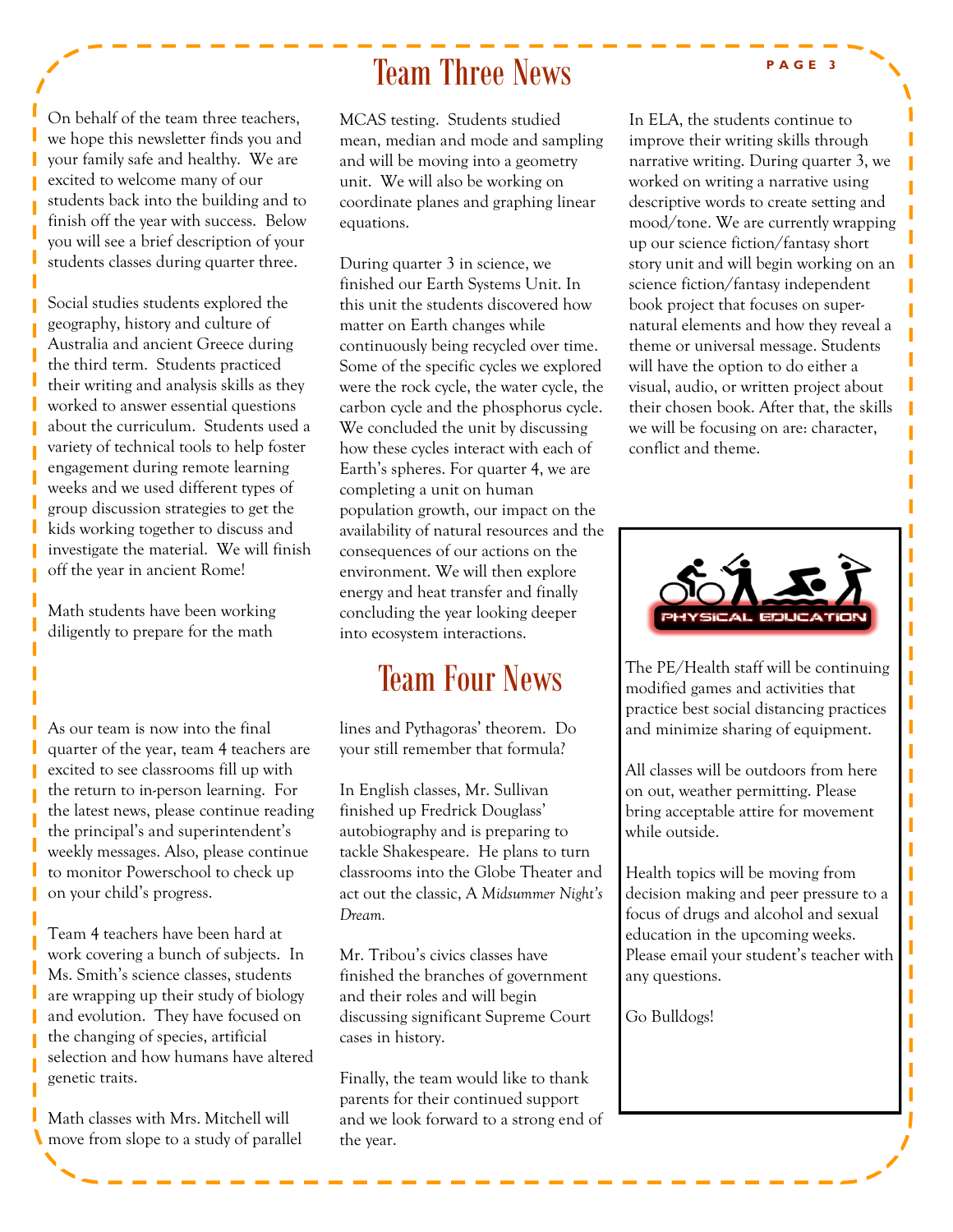# Team Three News

On behalf of the team three teachers, we hope this newsletter finds you and your family safe and healthy. We are excited to welcome many of our students back into the building and to finish off the year with success. Below you will see a brief description of your students classes during quarter three.

Social studies students explored the geography, history and culture of Australia and ancient Greece during the third term. Students practiced their writing and analysis skills as they worked to answer essential questions about the curriculum. Students used a variety of technical tools to help foster engagement during remote learning weeks and we used different types of group discussion strategies to get the kids working together to discuss and investigate the material. We will finish off the year in ancient Rome!

Math students have been working diligently to prepare for the math MCAS testing. Students studied mean, median and mode and sampling and will be moving into a geometry unit. We will also be working on coordinate planes and graphing linear equations.

During quarter 3 in science, we finished our Earth Systems Unit. In this unit the students discovered how matter on Earth changes while continuously being recycled over time. Some of the specific cycles we explored were the rock cycle, the water cycle, the carbon cycle and the phosphorus cycle. We concluded the unit by discussing how these cycles interact with each of Earth's spheres. For quarter 4, we are completing a unit on human population growth, our impact on the availability of natural resources and the consequences of our actions on the environment. We will then explore energy and heat transfer and finally concluding the year looking deeper into ecosystem interactions.

In ELA, the students continue to improve their writing skills through narrative writing. During quarter 3, we worked on writing a narrative using descriptive words to create setting and mood/tone. We are currently wrapping up our science fiction/fantasy short story unit and will begin working on an science fiction/fantasy independent book project that focuses on super-natural elements and how they reveal a theme or universal message. Students will have the option to do either a visual, audio, or written project about their chosen book. After that, the skills we will be focusing on are: character, conflict and theme.

# Team Four News

As our team is now into the final quarter of the year, team 4 teachers are excited to see classrooms fill up with the return to in-person learning. For the latest news, please continue reading the principal's and superintendent's weekly messages. Also, please continue to monitor Powerschool to check up on your child's progress.

Team 4 teachers have been hard at work covering a bunch of subjects. In Ms. Smith's science classes, students are wrapping up their study of biology and evolution. They have focused on the changing of species, artificial selection and how humans have altered genetic traits.

Math classes with Mrs. Mitchell will move from slope to a study of parallel lines and Pythagoras' theorem. Do your still remember that formula?

In English classes, Mr. Sullivan finished up Fredrick Douglass' autobiography and is preparing to tackle Shakespeare. He plans to turn classrooms into the Globe Theater and act out the classic, A *Midsummer Night's Dream.*

Mr. Tribou's civics classes have finished the branches of government and their roles and will begin discussing significant Supreme Court cases in history.

Finally, the team would like to thank parents for their continued support and we look forward to a strong end of the year.

## PHYSICAL EDUCATION

The PE/Health staff will be continuing modified games and activities that practice best social distancing practices and minimize sharing of equipment.

All classes will be outdoors from here on out, weather permitting. Please bring acceptable attire for movement while outside.

Health topics will be moving from decision making and peer pressure to a focus of drugs and alcohol and sexual education in the upcoming weeks. Please email your student's teacher with any questions.

Go Bulldogs!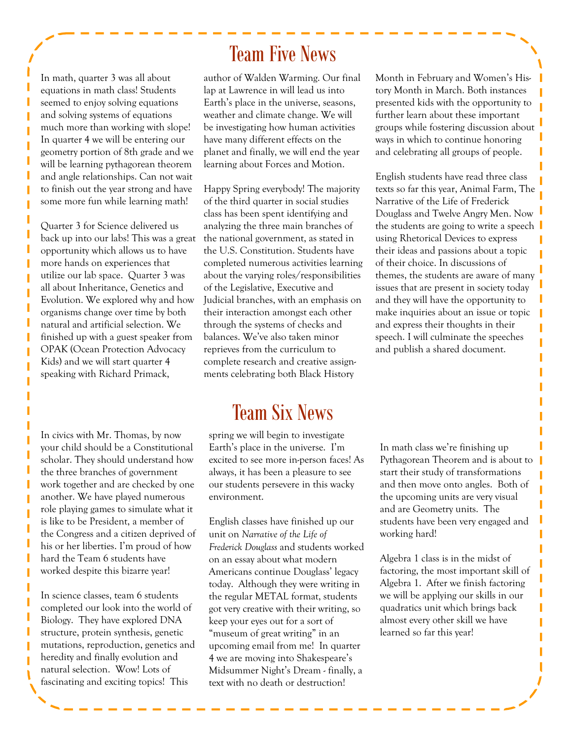# Team Five News

In math, quarter 3 was all about equations in math class! Students seemed to enjoy solving equations and solving systems of equations much more than working with slope! In quarter 4 we will be entering our geometry portion of 8th grade and we will be learning pythagorean theorem and angle relationships. Can not wait to finish out the year strong and have some more fun while learning math!

Quarter 3 for Science delivered us back up into our labs! This was a great opportunity which allows us to have more hands on experiences that utilize our lab space. Quarter 3 was all about Inheritance, Genetics and Evolution. We explored why and how organisms change over time by both natural and artificial selection. We finished up with a guest speaker from OPAK (Ocean Protection Advocacy Kids) and we will start quarter 4 speaking with Richard Primack, author of Walden Warming. Our final lap at Lawrence in will lead us into Earth's place in the universe, seasons, weather and climate change. We will be investigating how human activities have many different effects on the planet and finally, we will end the year learning about Forces and Motion.

Happy Spring everybody! The majority of the third quarter in social studies class has been spent identifying and analyzing the three main branches of the national government, as stated in the U.S. Constitution. Students have completed numerous activities learning about the varying roles/responsibilities of the Legislative, Executive and Judicial branches, with an emphasis on their interaction amongst each other through the systems of checks and balances. We've also taken minor reprieves from the curriculum to complete research and creative assignments celebrating both Black History Month in February and Women's History Month in March. Both instances presented kids with the opportunity to further learn about these important groups while fostering discussion about ways in which to continue honoring and celebrating all groups of people.

English students have read three class texts so far this year, Animal Farm, The Narrative of the Life of Frederick Douglass and Twelve Angry Men. Now the students are going to write a speech using Rhetorical Devices to express their ideas and passions about a topic of their choice. In discussions of themes, the students are aware of many issues that are present in society today and they will have the opportunity to make inquiries about an issue or topic and express their thoughts in their speech. I will culminate the speeches and publish a shared document.

# Team Six News

In civics with Mr. Thomas, by now your child should be a Constitutional scholar. They should understand how the three branches of government work together and are checked by one another. We have played numerous role playing games to simulate what it is like to be President, a member of the Congress and a citizen deprived of his or her liberties. I'm proud of how hard the Team 6 students have worked despite this bizarre year!

In science classes, team 6 students completed our look into the world of Biology. They have explored DNA structure, protein synthesis, genetic mutations, reproduction, genetics and heredity and finally evolution and natural selection. Wow! Lots of fascinating and exciting topics! This spring we will begin to investigate Earth's place in the universe. I'm excited to see more in-person faces! As always, it has been a pleasure to see our students persevere in this wacky environment.

English classes have finished up our unit on *Narrative of the Life of Frederick Douglass* and students worked on an essay about what modern Americans continue Douglass' legacy today. Although they were writing in the regular METAL format, students got very creative with their writing, so keep your eyes out for a sort of "museum of great writing" in an upcoming email from me! In quarter 4 we are moving into Shakespeare's Midsummer Night's Dream - finally, a text with no death or destruction!

In math class we're finishing up Pythagorean Theorem and is about to start their study of transformations and then move onto angles. Both of the upcoming units are very visual and are Geometry units. The students have been very engaged and working hard!

Algebra 1 class is in the midst of factoring, the most important skill of Algebra 1. After we finish factoring we will be applying our skills in our quadratics unit which brings back almost every other skill we have learned so far this year!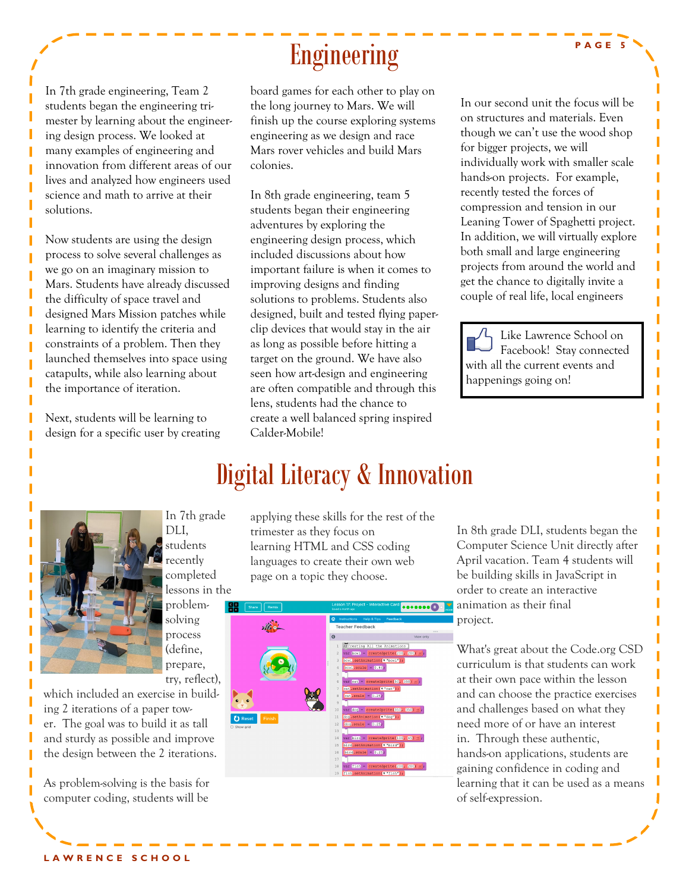# Engineering

In 7th grade engineering, Team 2 students began the engineering trimester by learning about the engineering design process. We looked at many examples of engineering and innovation from different areas of our lives and analyzed how engineers used science and math to arrive at their solutions.

Now students are using the design process to solve several challenges as we go on an imaginary mission to Mars. Students have already discussed the difficulty of space travel and designed Mars Mission patches while learning to identify the criteria and constraints of a problem. Then they launched themselves into space using catapults, while also learning about the importance of iteration.

Next, students will be learning to design for a specific user by creating board games for each other to play on the long journey to Mars. We will finish up the course exploring systems engineering as we design and race Mars rover vehicles and build Mars colonies.

In 8th grade engineering, team 5 students began their engineering adventures by exploring the engineering design process, which included discussions about how important failure is when it comes to improving designs and finding solutions to problems. Students also designed, built and tested flying paper-clip devices that would stay in the air as long as possible before hitting a target on the ground. We have also seen how art-design and engineering are often compatible and through this lens, students had the chance to create a well balanced spring inspired Calder-Mobile!

In our second unit the focus will be on structures and materials. Even though we can't use the wood shop for bigger projects, we will individually work with smaller scale hands-on projects. For example, recently tested the forces of compression and tension in our Leaning Tower of Spaghetti project. In addition, we will virtually explore both small and large engineering projects from around the world and get the chance to digitally invite a couple of real life, local engineers

Like Lawrence School on Facebook! Stay connected with all the current events and happenings going on!

# Digital Literacy & Innovation

In 7th grade DLI, students recently completed lessons in the problem-solving process (define, prepare, try, reflect), which included an exercise in building 2 iterations of a paper tower. The goal was to build it as tall and sturdy as possible and improve the design between the 2 iterations.

As problem-solving is the basis for computer coding, students will be applying these skills for the rest of the trimester as they focus on learning HTML and CSS coding languages to create their own web page on a topic they choose.

In 8th grade DLI, students began the Computer Science Unit directly after April vacation. Team 4 students will be building skills in JavaScript in order to create an interactive animation as their final project.

What's great about the Code.org CSD curriculum is that students can work at their own pace within the lesson and can choose the practice exercises and challenges based on what they need more of or have an interest in. Through these authentic, hands-on applications, students are gaining confidence in coding and learning that it can be used as a means of self-expression.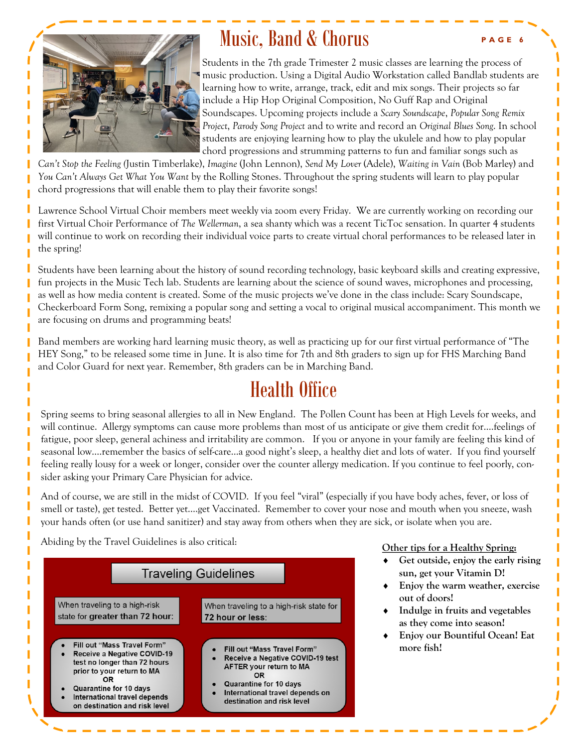# Music, Band & Chorus

Students in the 7th grade Trimester 2 music classes are learning the process of music production. Using a Digital Audio Workstation called Bandlab students are learning how to write, arrange, track, edit and mix songs. Their projects so far include a Hip Hop Original Composition, No Guff Rap and Original Soundscapes. Upcoming projects include a *Scary Soundscape*, *Popular Song Remix Project*, *Parody Song Project* and to write and record an *Original Blues Song*. In school students are enjoying learning how to play the ukulele and how to play popular chord progressions and strumming patterns to fun and familiar songs such as *Can't Stop the Feeling* (Justin Timberlake), *Imagine* (John Lennon), *Send My Lover* (Adele), *Waiting in Vain* (Bob Marley) and *You Can't Always Get What You Want* by the Rolling Stones. Throughout the spring students will learn to play popular chord progressions that will enable them to play their favorite songs!

Lawrence School Virtual Choir members meet weekly via zoom every Friday. We are currently working on recording our first Virtual Choir Performance of *The Wellerman*, a sea shanty which was a recent TicToc sensation. In quarter 4 students will continue to work on recording their individual voice parts to create virtual choral performances to be released later in the spring!

Students have been learning about the history of sound recording technology, basic keyboard skills and creating expressive, fun projects in the Music Tech lab. Students are learning about the science of sound waves, microphones and processing, as well as how media content is created. Some of the music projects we've done in the class include: Scary Soundscape, Checkerboard Form Song, remixing a popular song and setting a vocal to original musical accompaniment. This month we are focusing on drums and programming beats!

Band members are working hard learning music theory, as well as practicing up for our first virtual performance of "The HEY Song," to be released some time in June. It is also time for 7th and 8th graders to sign up for FHS Marching Band and Color Guard for next year. Remember, 8th graders can be in Marching Band.

# Health Office

Spring seems to bring seasonal allergies to all in New England. The Pollen Count has been at High Levels for weeks, and will continue. Allergy symptoms can cause more problems than most of us anticipate or give them credit for….feelings of fatigue, poor sleep, general achiness and irritability are common. If you or anyone in your family are feeling this kind of seasonal low….remember the basics of self-care…a good night's sleep, a healthy diet and lots of water. If you find yourself feeling really lousy for a week or longer, consider over the counter allergy medication. If you continue to feel poorly, consider asking your Primary Care Physician for advice.

And of course, we are still in the midst of COVID. If you feel "viral" (especially if you have body aches, fever, or loss of smell or taste), get tested. Better yet….get Vaccinated. Remember to cover your nose and mouth when you sneeze, wash your hands often (or use hand sanitizer) and stay away from others when they are sick, or isolate when you are.

Abiding by the Travel Guidelines is also critical:

## Traveling Guidelines

When traveling to a high-risk state for **greater than 72 hour**:

- **Fill out "Mass Travel Form"**
- **Receive a Negative COVID-19 test no longer than 72 hours prior to your return to MA**

  **OR**
- **Quarantine for 10 days**
- **International travel depends on destination and risk level**

When traveling to a high-risk state for **72 hour or less**:

- **Fill out "Mass Travel Form"**
- **Receive a Negative COVID-19 test AFTER your return to MA**

  **OR**
- **Quarantine for 10 days**
- **International travel depends on destination and risk level**

**Other tips for a Healthy Spring:**

- **Get outside, enjoy the early rising sun, get your Vitamin D!**
- **Enjoy the warm weather, exercise out of doors!**
- **Indulge in fruits and vegetables as they come into season!**
- **Enjoy our Bountiful Ocean! Eat more fish!**